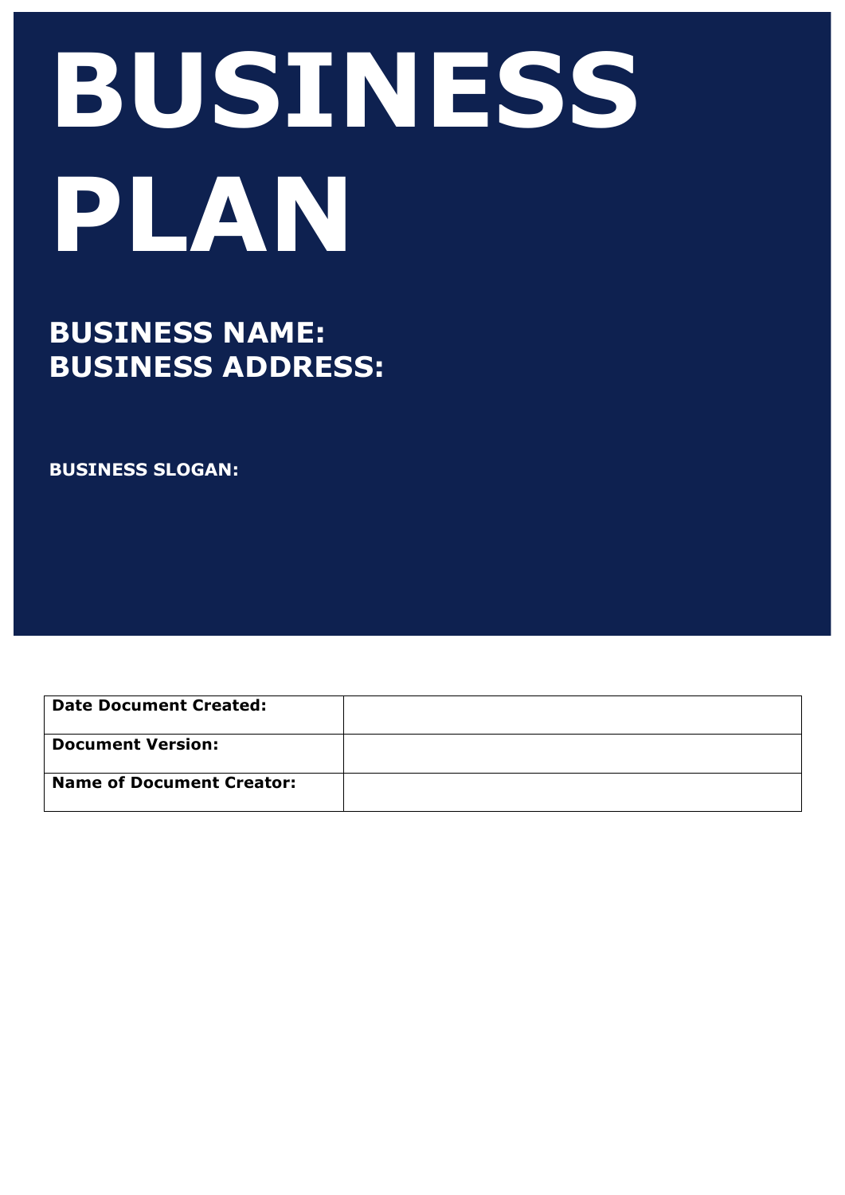# BUSINESS PLAN

## BUSINESS NAME:
## BUSINESS ADDRESS:

**BUSINESS SLOGAN:**

| | |
|---|---|
| **Date Document Created:** | |
| **Document Version:** | |
| **Name of Document Creator:** | |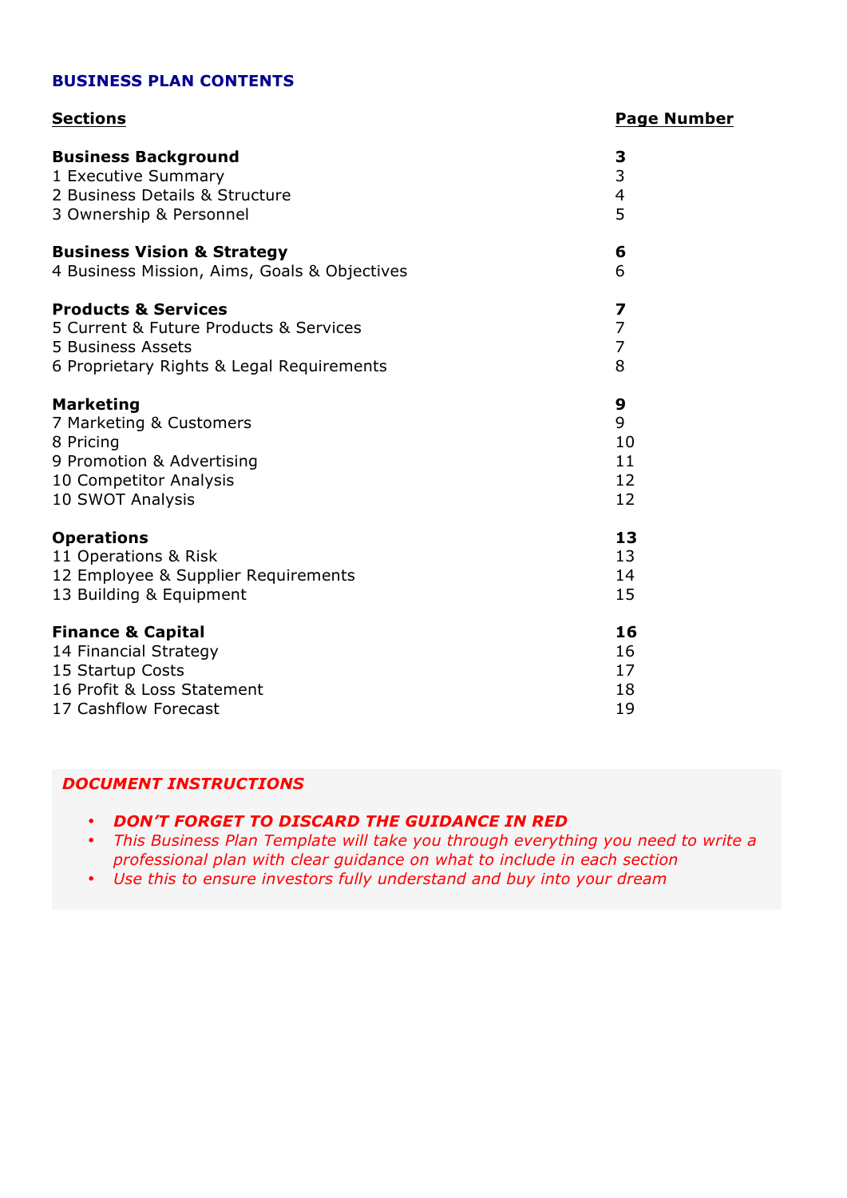## BUSINESS PLAN CONTENTS

| Sections | Page Number |
|---|---|
| **Business Background** | **3** |
| 1 Executive Summary | 3 |
| 2 Business Details & Structure | 4 |
| 3 Ownership & Personnel | 5 |
| **Business Vision & Strategy** | **6** |
| 4 Business Mission, Aims, Goals & Objectives | 6 |
| **Products & Services** | **7** |
| 5 Current & Future Products & Services | 7 |
| 5 Business Assets | 7 |
| 6 Proprietary Rights & Legal Requirements | 8 |
| **Marketing** | **9** |
| 7 Marketing & Customers | 9 |
| 8 Pricing | 10 |
| 9 Promotion & Advertising | 11 |
| 10 Competitor Analysis | 12 |
| 10 SWOT Analysis | 12 |
| **Operations** | **13** |
| 11 Operations & Risk | 13 |
| 12 Employee & Supplier Requirements | 14 |
| 13 Building & Equipment | 15 |
| **Finance & Capital** | **16** |
| 14 Financial Strategy | 16 |
| 15 Startup Costs | 17 |
| 16 Profit & Loss Statement | 18 |
| 17 Cashflow Forecast | 19 |

***DOCUMENT INSTRUCTIONS***

- ***DON'T FORGET TO DISCARD THE GUIDANCE IN RED***
- *This Business Plan Template will take you through everything you need to write a professional plan with clear guidance on what to include in each section*
- *Use this to ensure investors fully understand and buy into your dream*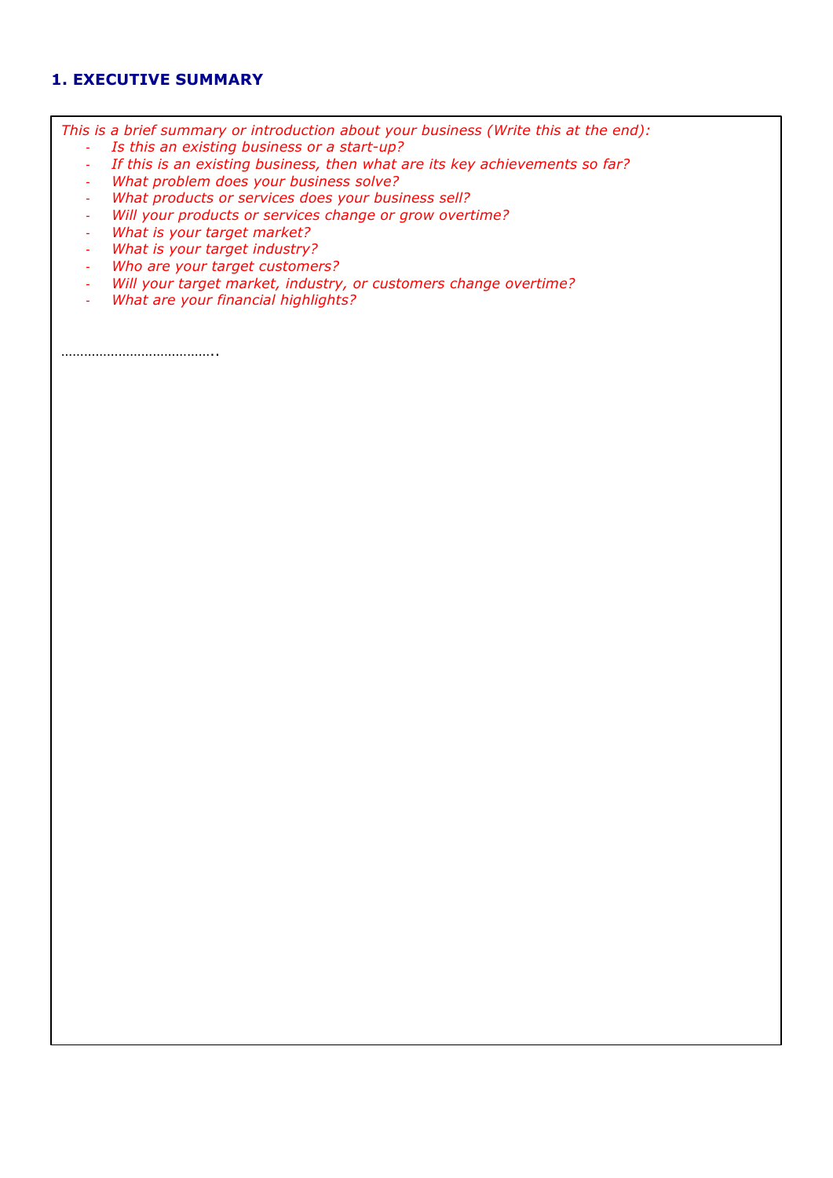## 1. EXECUTIVE SUMMARY

*This is a brief summary or introduction about your business (Write this at the end):*

- *Is this an existing business or a start-up?*
- *If this is an existing business, then what are its key achievements so far?*
- *What problem does your business solve?*
- *What products or services does your business sell?*
- *Will your products or services change or grow overtime?*
- *What is your target market?*
- *What is your target industry?*
- *Who are your target customers?*
- *Will your target market, industry, or customers change overtime?*
- *What are your financial highlights?*

…………………………………..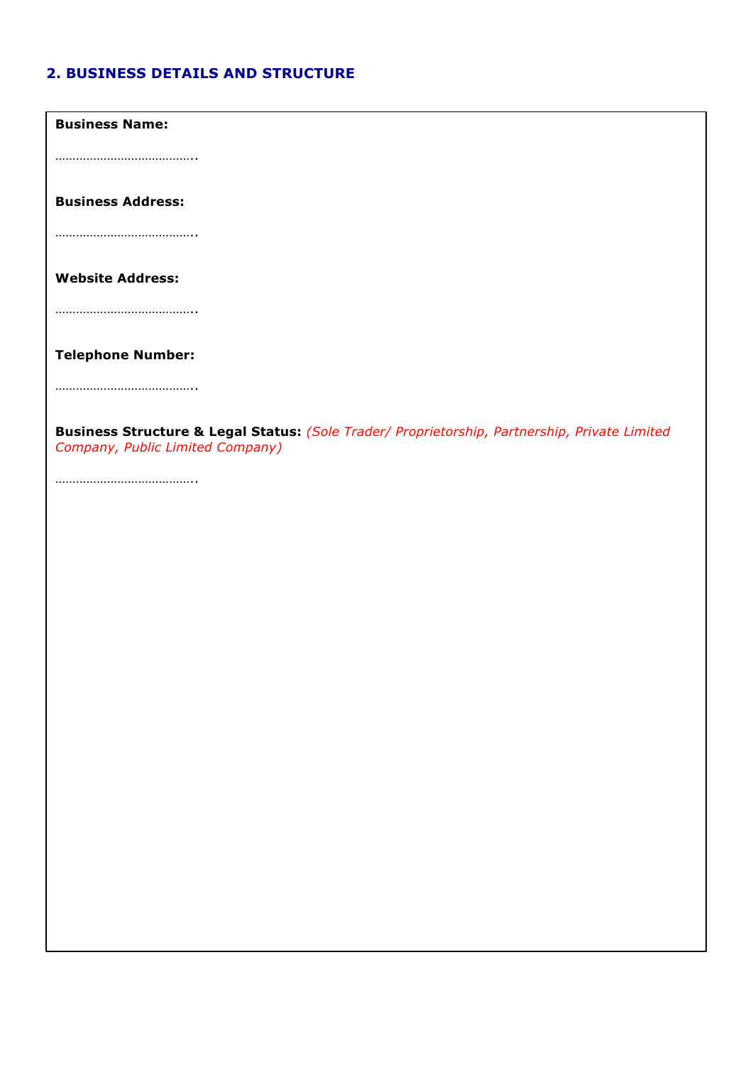## 2. BUSINESS DETAILS AND STRUCTURE

**Business Name:**

…………………………………..

**Business Address:**

…………………………………..

**Website Address:**

…………………………………..

**Telephone Number:**

…………………………………..

**Business Structure & Legal Status:** *(Sole Trader/ Proprietorship, Partnership, Private Limited Company, Public Limited Company)*

…………………………………..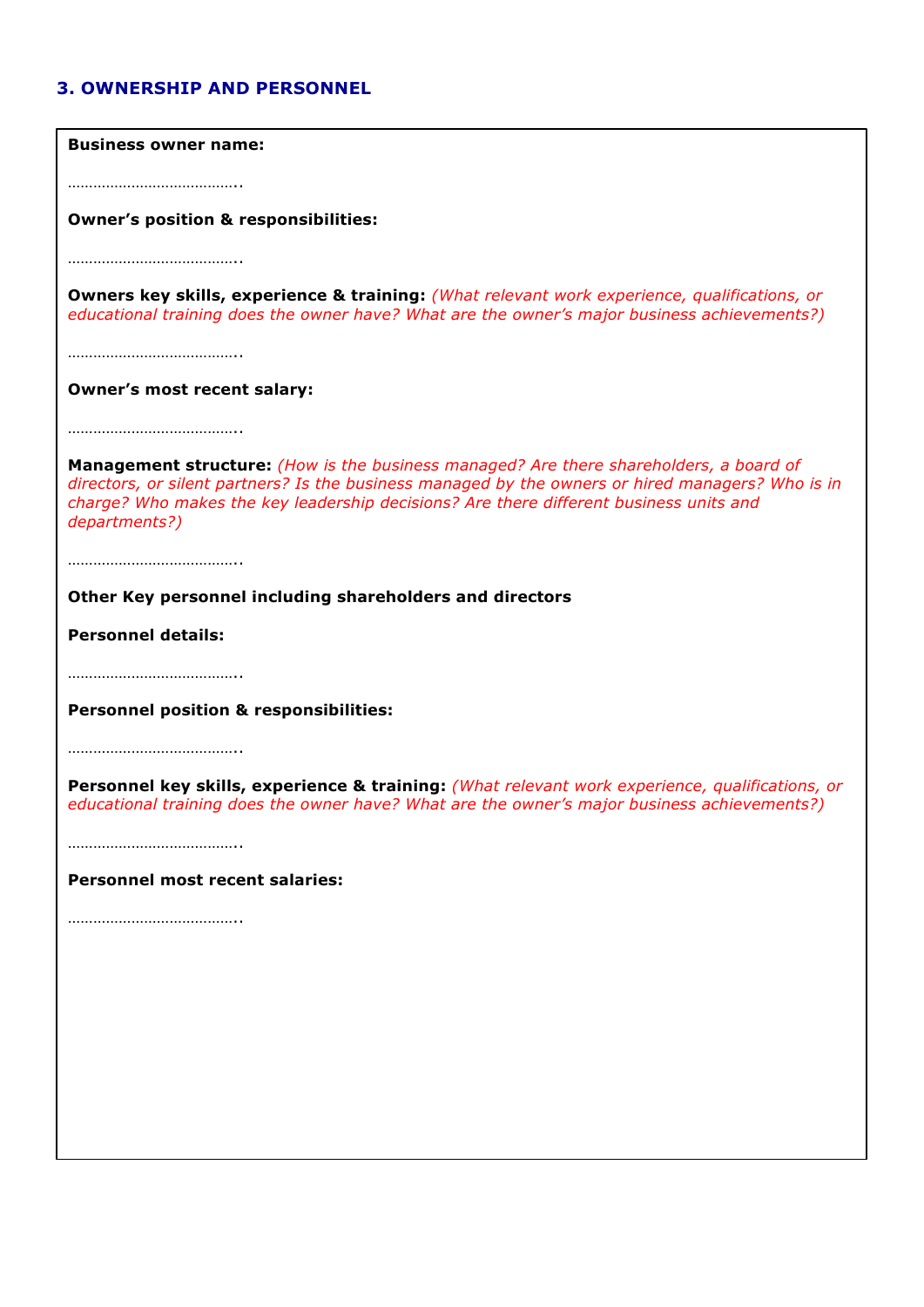## 3. OWNERSHIP AND PERSONNEL

**Business owner name:**

…………………………………..

**Owner's position & responsibilities:**

…………………………………..

**Owners key skills, experience & training:** *(What relevant work experience, qualifications, or educational training does the owner have? What are the owner's major business achievements?)*

…………………………………..

**Owner's most recent salary:**

…………………………………..

**Management structure:** *(How is the business managed? Are there shareholders, a board of directors, or silent partners? Is the business managed by the owners or hired managers? Who is in charge? Who makes the key leadership decisions? Are there different business units and departments?)*

…………………………………..

**Other Key personnel including shareholders and directors**

**Personnel details:**

…………………………………..

**Personnel position & responsibilities:**

…………………………………..

**Personnel key skills, experience & training:** *(What relevant work experience, qualifications, or educational training does the owner have? What are the owner's major business achievements?)*

…………………………………..

**Personnel most recent salaries:**

…………………………………..